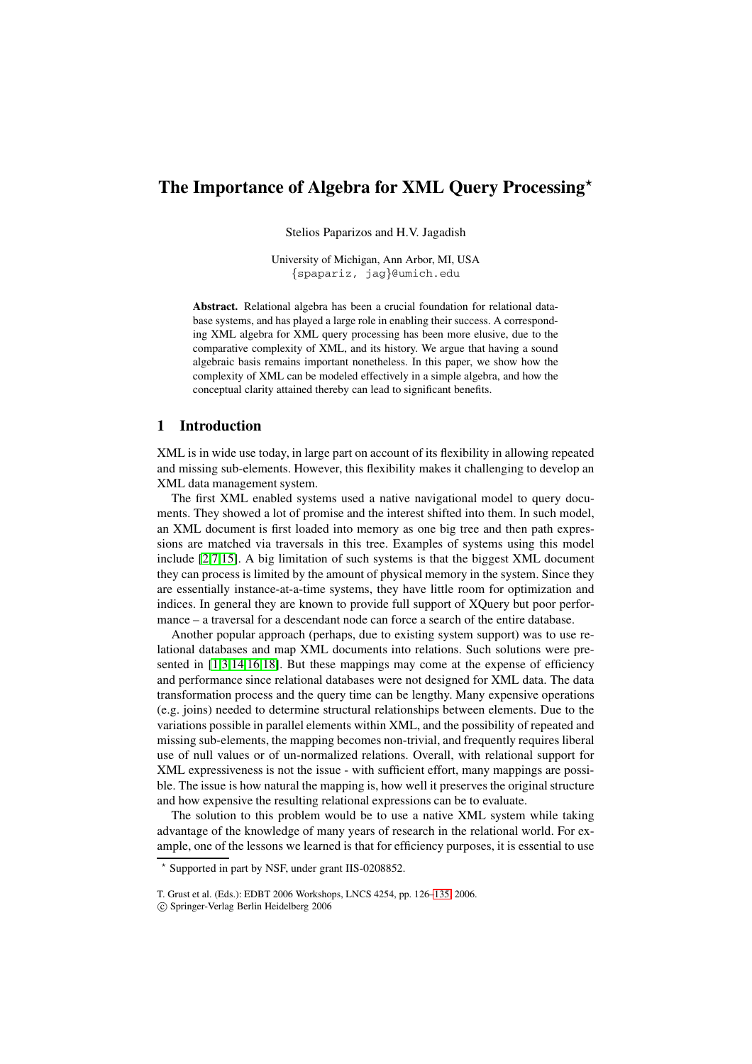# The Importance of Algebra for XML Query Processing*

Stelios Paparizos and H.V. Jagadish

University of Michigan, Ann Arbor, MI, USA
{spapariz, jag}@umich.edu

**Abstract.** Relational algebra has been a crucial foundation for relational database systems, and has played a large role in enabling their success. A corresponding XML algebra for XML query processing has been more elusive, due to the comparative complexity of XML, and its history. We argue that having a sound algebraic basis remains important nonetheless. In this paper, we show how the complexity of XML can be modeled effectively in a simple algebra, and how the conceptual clarity attained thereby can lead to significant benefits.

## 1 Introduction

XML is in wide use today, in large part on account of its flexibility in allowing repeated and missing sub-elements. However, this flexibility makes it challenging to develop an XML data management system.

The first XML enabled systems used a native navigational model to query documents. They showed a lot of promise and the interest shifted into them. In such model, an XML document is first loaded into memory as one big tree and then path expressions are matched via traversals in this tree. Examples of systems using this model include [2,7,15]. A big limitation of such systems is that the biggest XML document they can process is limited by the amount of physical memory in the system. Since they are essentially instance-at-a-time systems, they have little room for optimization and indices. In general they are known to provide full support of XQuery but poor performance – a traversal for a descendant node can force a search of the entire database.

Another popular approach (perhaps, due to existing system support) was to use relational databases and map XML documents into relations. Such solutions were presented in [1,3,14,16,18]. But these mappings may come at the expense of efficiency and performance since relational databases were not designed for XML data. The data transformation process and the query time can be lengthy. Many expensive operations (e.g. joins) needed to determine structural relationships between elements. Due to the variations possible in parallel elements within XML, and the possibility of repeated and missing sub-elements, the mapping becomes non-trivial, and frequently requires liberal use of null values or of un-normalized relations. Overall, with relational support for XML expressiveness is not the issue - with sufficient effort, many mappings are possible. The issue is how natural the mapping is, how well it preserves the original structure and how expensive the resulting relational expressions can be to evaluate.

The solution to this problem would be to use a native XML system while taking advantage of the knowledge of many years of research in the relational world. For example, one of the lessons we learned is that for efficiency purposes, it is essential to use

* Supported in part by NSF, under grant IIS-0208852.

T. Grust et al. (Eds.): EDBT 2006 Workshops, LNCS 4254, pp. 126–135, 2006.
© Springer-Verlag Berlin Heidelberg 2006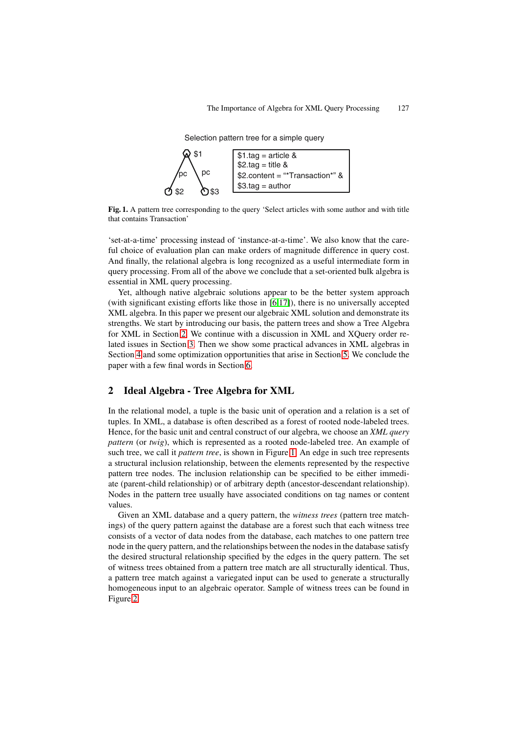Selection pattern tree for a simple query

$1

pc

pc

$2

$3

$1.tag = article &
$2.tag = title &
$2.content = "*Transaction*" &
$3.tag = author

**Fig. 1.** A pattern tree corresponding to the query 'Select articles with some author and with title that contains Transaction'

'set-at-a-time' processing instead of 'instance-at-a-time'. We also know that the careful choice of evaluation plan can make orders of magnitude difference in query cost. And finally, the relational algebra is long recognized as a useful intermediate form in query processing. From all of the above we conclude that a set-oriented bulk algebra is essential in XML query processing.

Yet, although native algebraic solutions appear to be the better system approach (with significant existing efforts like those in [6,17]), there is no universally accepted XML algebra. In this paper we present our algebraic XML solution and demonstrate its strengths. We start by introducing our basis, the pattern trees and show a Tree Algebra for XML in Section 2. We continue with a discussion in XML and XQuery order related issues in Section 3. Then we show some practical advances in XML algebras in Section 4 and some optimization opportunities that arise in Section 5. We conclude the paper with a few final words in Section 6.

## 2 Ideal Algebra - Tree Algebra for XML

In the relational model, a tuple is the basic unit of operation and a relation is a set of tuples. In XML, a database is often described as a forest of rooted node-labeled trees. Hence, for the basic unit and central construct of our algebra, we choose an *XML query pattern* (or *twig*), which is represented as a rooted node-labeled tree. An example of such tree, we call it *pattern tree*, is shown in Figure 1. An edge in such tree represents a structural inclusion relationship, between the elements represented by the respective pattern tree nodes. The inclusion relationship can be specified to be either immediate (parent-child relationship) or of arbitrary depth (ancestor-descendant relationship). Nodes in the pattern tree usually have associated conditions on tag names or content values.

Given an XML database and a query pattern, the *witness trees* (pattern tree matchings) of the query pattern against the database are a forest such that each witness tree consists of a vector of data nodes from the database, each matches to one pattern tree node in the query pattern, and the relationships between the nodes in the database satisfy the desired structural relationship specified by the edges in the query pattern. The set of witness trees obtained from a pattern tree match are all structurally identical. Thus, a pattern tree match against a variegated input can be used to generate a structurally homogeneous input to an algebraic operator. Sample of witness trees can be found in Figure 2.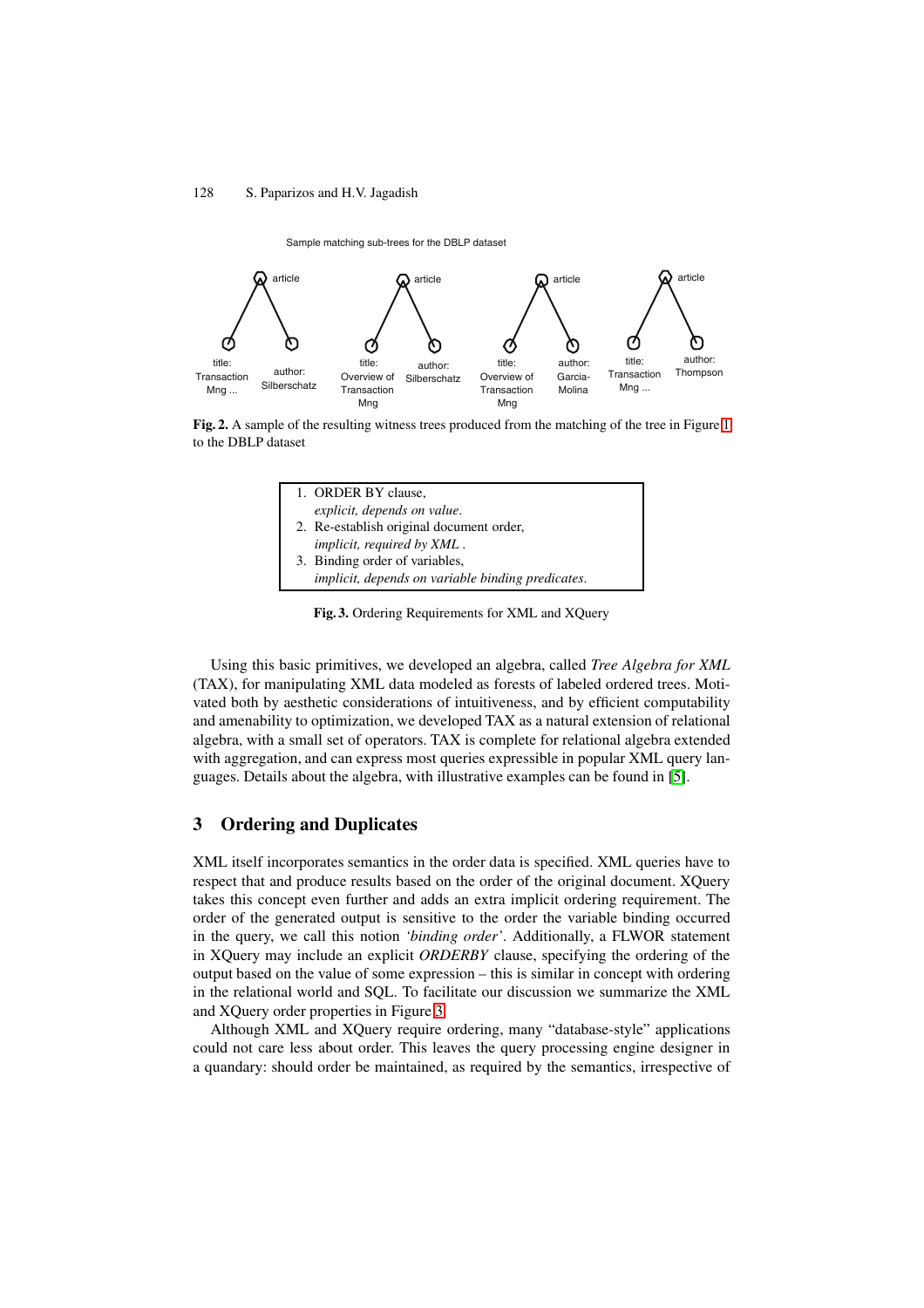Sample matching sub-trees for the DBLP dataset

article

title: Transaction Mng ...

author: Silberschatz

article

title: Overview of Transaction Mng

author: Silberschatz

article

title: Overview of Transaction Mng

author: Garcia-Molina

article

title: Transaction Mng ...

author: Thompson

**Fig. 2.** A sample of the resulting witness trees produced from the matching of the tree in Figure 1 to the DBLP dataset

1. ORDER BY clause,
   *explicit, depends on value.*
2. Re-establish original document order,
   *implicit, required by XML .*
3. Binding order of variables,
   *implicit, depends on variable binding predicates.*

**Fig. 3.** Ordering Requirements for XML and XQuery

Using this basic primitives, we developed an algebra, called *Tree Algebra for XML* (TAX), for manipulating XML data modeled as forests of labeled ordered trees. Motivated both by aesthetic considerations of intuitiveness, and by efficient computability and amenability to optimization, we developed TAX as a natural extension of relational algebra, with a small set of operators. TAX is complete for relational algebra extended with aggregation, and can express most queries expressible in popular XML query languages. Details about the algebra, with illustrative examples can be found in [5].

## 3 Ordering and Duplicates

XML itself incorporates semantics in the order data is specified. XML queries have to respect that and produce results based on the order of the original document. XQuery takes this concept even further and adds an extra implicit ordering requirement. The order of the generated output is sensitive to the order the variable binding occurred in the query, we call this notion *'binding order'*. Additionally, a FLWOR statement in XQuery may include an explicit *ORDERBY* clause, specifying the ordering of the output based on the value of some expression – this is similar in concept with ordering in the relational world and SQL. To facilitate our discussion we summarize the XML and XQuery order properties in Figure 3.

Although XML and XQuery require ordering, many "database-style" applications could not care less about order. This leaves the query processing engine designer in a quandary: should order be maintained, as required by the semantics, irrespective of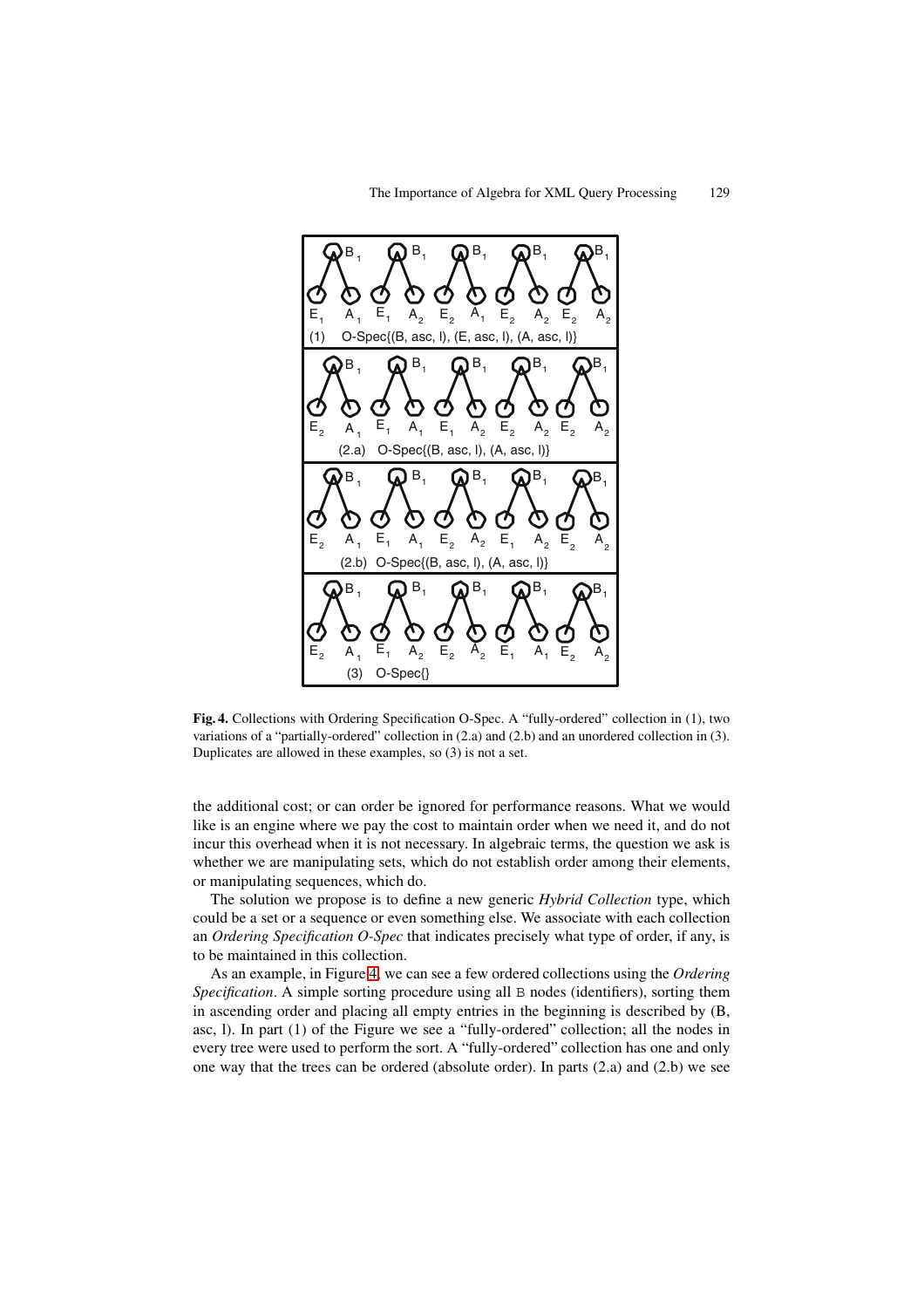(1) O-Spec{(B, asc, l), (E, asc, l), (A, asc, l)}

(2.a) O-Spec{(B, asc, l), (A, asc, l)}

(2.b) O-Spec{(B, asc, l), (A, asc, l)}

(3) O-Spec{}

**Fig. 4.** Collections with Ordering Specification O-Spec. A "fully-ordered" collection in (1), two variations of a "partially-ordered" collection in (2.a) and (2.b) and an unordered collection in (3). Duplicates are allowed in these examples, so (3) is not a set.

the additional cost; or can order be ignored for performance reasons. What we would like is an engine where we pay the cost to maintain order when we need it, and do not incur this overhead when it is not necessary. In algebraic terms, the question we ask is whether we are manipulating sets, which do not establish order among their elements, or manipulating sequences, which do.

The solution we propose is to define a new generic *Hybrid Collection* type, which could be a set or a sequence or even something else. We associate with each collection an *Ordering Specification O-Spec* that indicates precisely what type of order, if any, is to be maintained in this collection.

As an example, in Figure 4, we can see a few ordered collections using the *Ordering Specification*. A simple sorting procedure using all B nodes (identifiers), sorting them in ascending order and placing all empty entries in the beginning is described by (B, asc, l). In part (1) of the Figure we see a "fully-ordered" collection; all the nodes in every tree were used to perform the sort. A "fully-ordered" collection has one and only one way that the trees can be ordered (absolute order). In parts (2.a) and (2.b) we see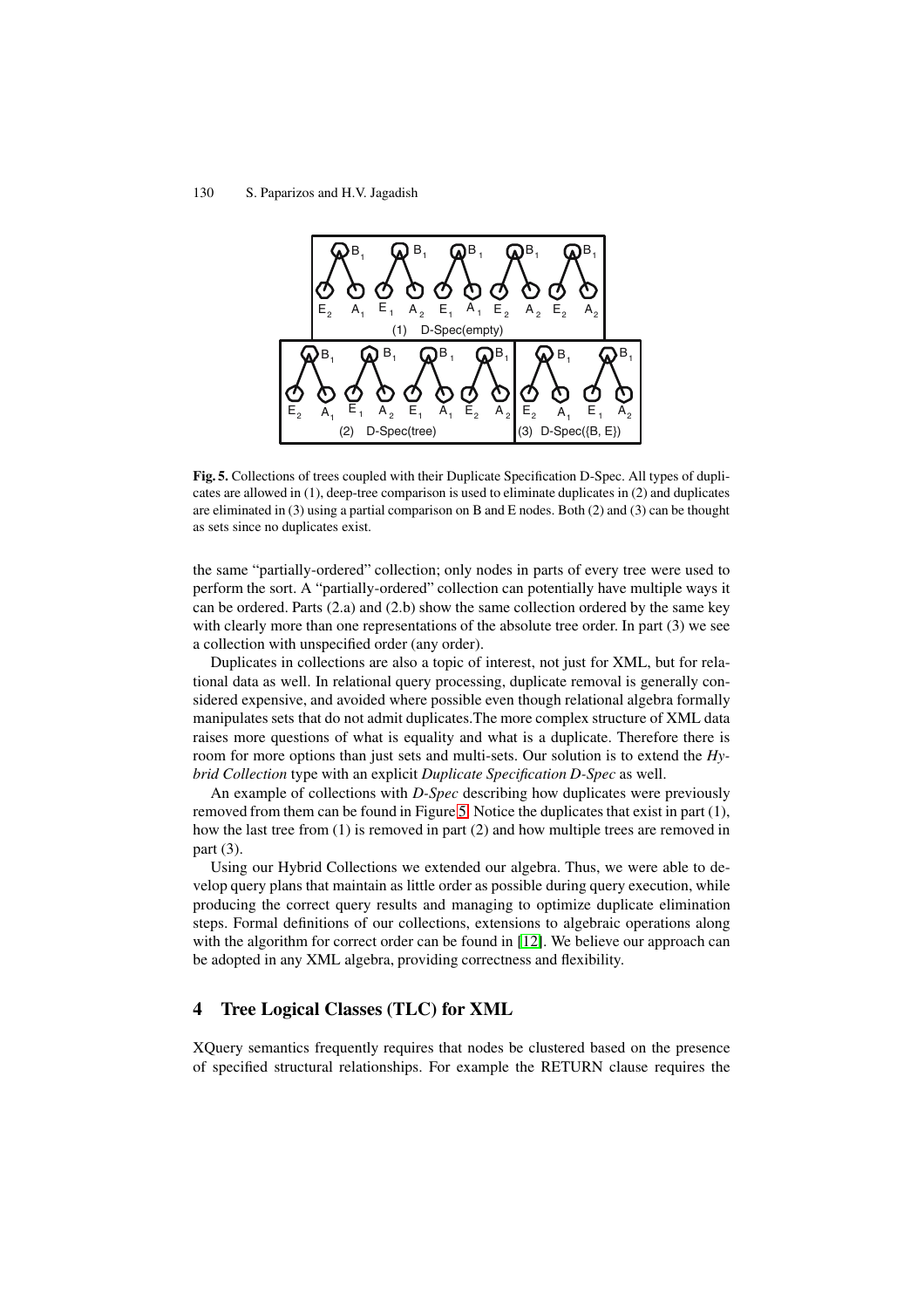B₁ B₁ B₁ B₁ B₁

E₂ A₁ E₁ A₂ E₁ A₁ E₂ A₂ E₂ A₂

(1) D-Spec(empty)

B₁ B₁ B₁ B₁ B₁ B₁

E₂ A₁ E₁ A₂ E₁ A₁ E₂ A₂ E₂ A₁ E₁ A₂

(2) D-Spec(tree) (3) D-Spec({B, E})

**Fig. 5.** Collections of trees coupled with their Duplicate Specification D-Spec. All types of duplicates are allowed in (1), deep-tree comparison is used to eliminate duplicates in (2) and duplicates are eliminated in (3) using a partial comparison on B and E nodes. Both (2) and (3) can be thought as sets since no duplicates exist.

the same "partially-ordered" collection; only nodes in parts of every tree were used to perform the sort. A "partially-ordered" collection can potentially have multiple ways it can be ordered. Parts (2.a) and (2.b) show the same collection ordered by the same key with clearly more than one representations of the absolute tree order. In part (3) we see a collection with unspecified order (any order).

Duplicates in collections are also a topic of interest, not just for XML, but for relational data as well. In relational query processing, duplicate removal is generally considered expensive, and avoided where possible even though relational algebra formally manipulates sets that do not admit duplicates.The more complex structure of XML data raises more questions of what is equality and what is a duplicate. Therefore there is room for more options than just sets and multi-sets. Our solution is to extend the *Hybrid Collection* type with an explicit *Duplicate Specification D-Spec* as well.

An example of collections with *D-Spec* describing how duplicates were previously removed from them can be found in Figure 5. Notice the duplicates that exist in part (1), how the last tree from (1) is removed in part (2) and how multiple trees are removed in part (3).

Using our Hybrid Collections we extended our algebra. Thus, we were able to develop query plans that maintain as little order as possible during query execution, while producing the correct query results and managing to optimize duplicate elimination steps. Formal definitions of our collections, extensions to algebraic operations along with the algorithm for correct order can be found in [12]. We believe our approach can be adopted in any XML algebra, providing correctness and flexibility.

## 4 Tree Logical Classes (TLC) for XML

XQuery semantics frequently requires that nodes be clustered based on the presence of specified structural relationships. For example the RETURN clause requires the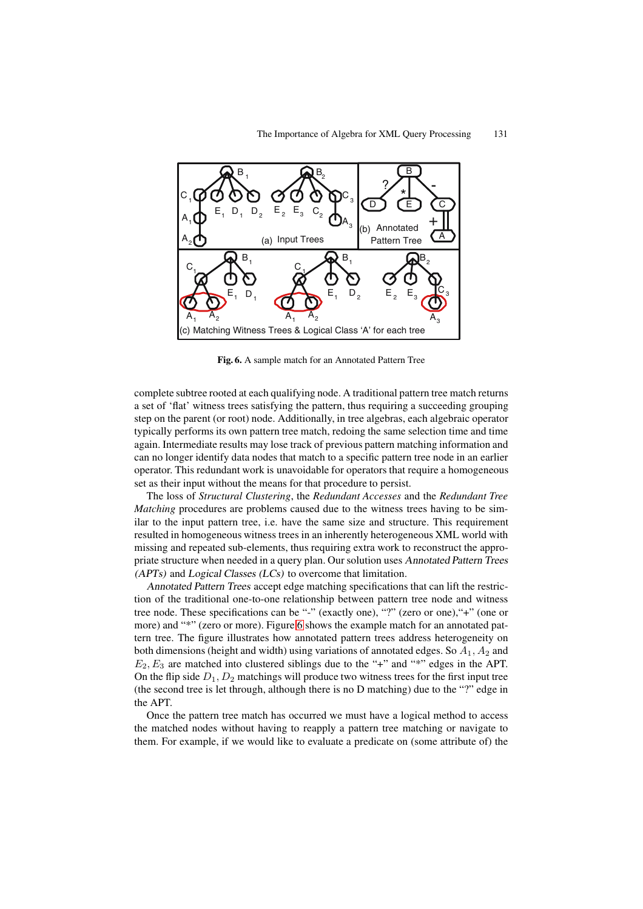Fig. 6. A sample match for an Annotated Pattern Tree

complete subtree rooted at each qualifying node. A traditional pattern tree match returns a set of 'flat' witness trees satisfying the pattern, thus requiring a succeeding grouping step on the parent (or root) node. Additionally, in tree algebras, each algebraic operator typically performs its own pattern tree match, redoing the same selection time and time again. Intermediate results may lose track of previous pattern matching information and can no longer identify data nodes that match to a specific pattern tree node in an earlier operator. This redundant work is unavoidable for operators that require a homogeneous set as their input without the means for that procedure to persist.

The loss of *Structural Clustering*, the *Redundant Accesses* and the *Redundant Tree Matching* procedures are problems caused due to the witness trees having to be similar to the input pattern tree, i.e. have the same size and structure. This requirement resulted in homogeneous witness trees in an inherently heterogeneous XML world with missing and repeated sub-elements, thus requiring extra work to reconstruct the appropriate structure when needed in a query plan. Our solution uses *Annotated Pattern Trees (APTs)* and *Logical Classes (LCs)* to overcome that limitation.

*Annotated Pattern Trees* accept edge matching specifications that can lift the restriction of the traditional one-to-one relationship between pattern tree node and witness tree node. These specifications can be "-" (exactly one), "?" (zero or one),"+" (one or more) and "*" (zero or more). Figure 6 shows the example match for an annotated pattern tree. The figure illustrates how annotated pattern trees address heterogeneity on both dimensions (height and width) using variations of annotated edges. So $A_1, A_2$ and $E_2, E_3$ are matched into clustered siblings due to the "+" and "*" edges in the APT. On the flip side $D_1, D_2$ matchings will produce two witness trees for the first input tree (the second tree is let through, although there is no D matching) due to the "?" edge in the APT.

Once the pattern tree match has occurred we must have a logical method to access the matched nodes without having to reapply a pattern tree matching or navigate to them. For example, if we would like to evaluate a predicate on (some attribute of) the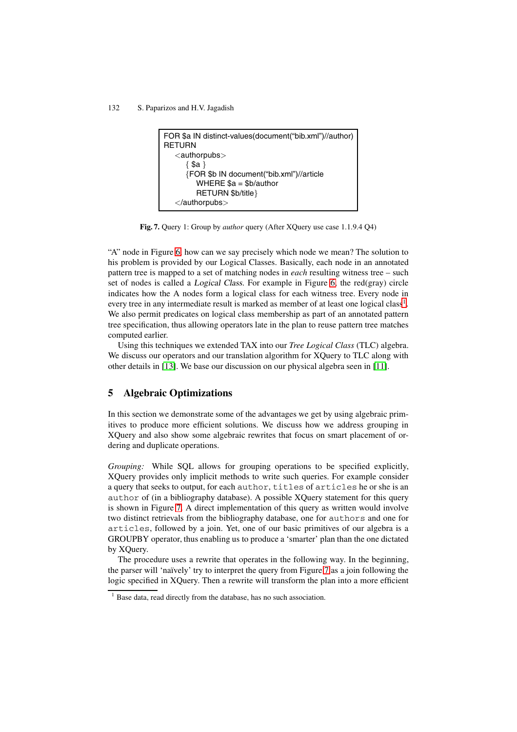```
FOR $a IN distinct-values(document("bib.xml")//author)
RETURN
    <authorpubs>
        { $a }
        {FOR $b IN document("bib.xml")//article
            WHERE $a = $b/author
            RETURN $b/title}
    </authorpubs>
```

**Fig. 7.** Query 1: Group by *author* query (After XQuery use case 1.1.9.4 Q4)

"A" node in Figure 6, how can we say precisely which node we mean? The solution to his problem is provided by our Logical Classes. Basically, each node in an annotated pattern tree is mapped to a set of matching nodes in *each* resulting witness tree – such set of nodes is called a *Logical Class*. For example in Figure 6, the red(gray) circle indicates how the A nodes form a logical class for each witness tree. Every node in every tree in any intermediate result is marked as member of at least one logical class[1]. We also permit predicates on logical class membership as part of an annotated pattern tree specification, thus allowing operators late in the plan to reuse pattern tree matches computed earlier.

Using this techniques we extended TAX into our *Tree Logical Class* (TLC) algebra. We discuss our operators and our translation algorithm for XQuery to TLC along with other details in [13]. We base our discussion on our physical algebra seen in [11].

## 5 Algebraic Optimizations

In this section we demonstrate some of the advantages we get by using algebraic primitives to produce more efficient solutions. We discuss how we address grouping in XQuery and also show some algebraic rewrites that focus on smart placement of ordering and duplicate operations.

*Grouping:* While SQL allows for grouping operations to be specified explicitly, XQuery provides only implicit methods to write such queries. For example consider a query that seeks to output, for each `author`, `titles` of `articles` he or she is an `author` of (in a bibliography database). A possible XQuery statement for this query is shown in Figure 7. A direct implementation of this query as written would involve two distinct retrievals from the bibliography database, one for `authors` and one for `articles`, followed by a join. Yet, one of our basic primitives of our algebra is a GROUPBY operator, thus enabling us to produce a 'smarter' plan than the one dictated by XQuery.

The procedure uses a rewrite that operates in the following way. In the beginning, the parser will 'naïvely' try to interpret the query from Figure 7 as a join following the logic specified in XQuery. Then a rewrite will transform the plan into a more efficient

[1] Base data, read directly from the database, has no such association.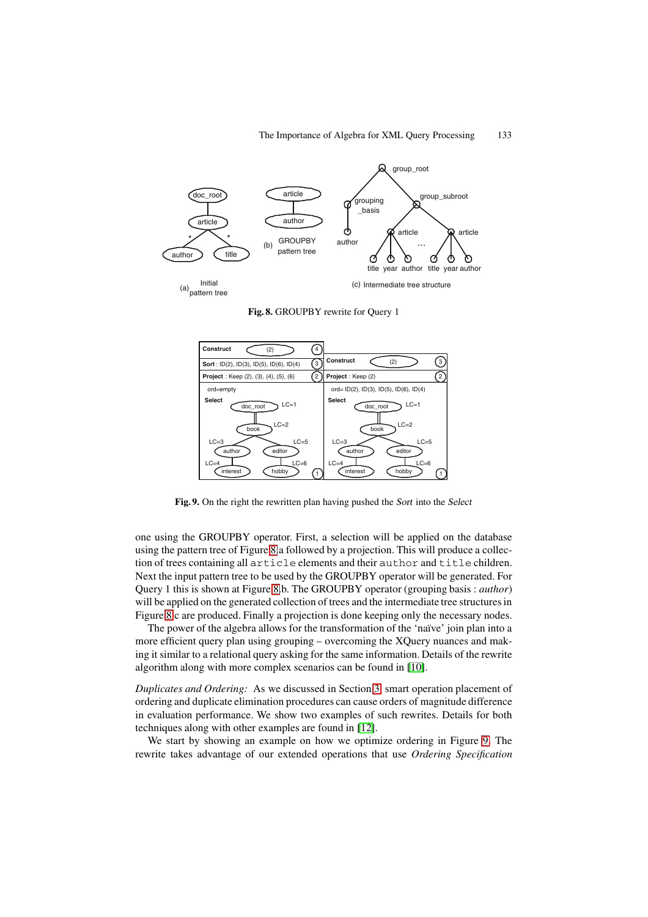doc_root
article
author
title
(a) Initial pattern tree

article
author
(b) GROUPBY pattern tree

group_root
grouping_basis
group_subroot
author
article
article
title year author
title year author
...
(c) Intermediate tree structure

**Fig. 8.** GROUPBY rewrite for Query 1

Construct (2) 4
Sort : ID(2), ID(3), ID(5), ID(6), ID(4) 3
Project : Keep (2), (3), (4), (5), (6) 2
ord=empty
Select doc_root LC=1
book LC=2
LC=3 author LC=5 editor
LC=4 interest LC=6 hobby 1

Construct (2) 3
Project : Keep (2) 2
ord= ID(2), ID(3), ID(5), ID(6), ID(4)
Select doc_root LC=1
book LC=2
LC=3 author LC=5 editor
LC=4 interest LC=6 hobby 1

**Fig. 9.** On the right the rewritten plan having pushed the *Sort* into the *Select*

one using the GROUPBY operator. First, a selection will be applied on the database using the pattern tree of Figure 8 a followed by a projection. This will produce a collection of trees containing all `article` elements and their `author` and `title` children. Next the input pattern tree to be used by the GROUPBY operator will be generated. For Query 1 this is shown at Figure 8 b. The GROUPBY operator (grouping basis : *author*) will be applied on the generated collection of trees and the intermediate tree structures in Figure 8 c are produced. Finally a projection is done keeping only the necessary nodes.

The power of the algebra allows for the transformation of the 'naïve' join plan into a more efficient query plan using grouping – overcoming the XQuery nuances and making it similar to a relational query asking for the same information. Details of the rewrite algorithm along with more complex scenarios can be found in [10].

*Duplicates and Ordering:* As we discussed in Section 3, smart operation placement of ordering and duplicate elimination procedures can cause orders of magnitude difference in evaluation performance. We show two examples of such rewrites. Details for both techniques along with other examples are found in [12].

We start by showing an example on how we optimize ordering in Figure 9. The rewrite takes advantage of our extended operations that use *Ordering Specification*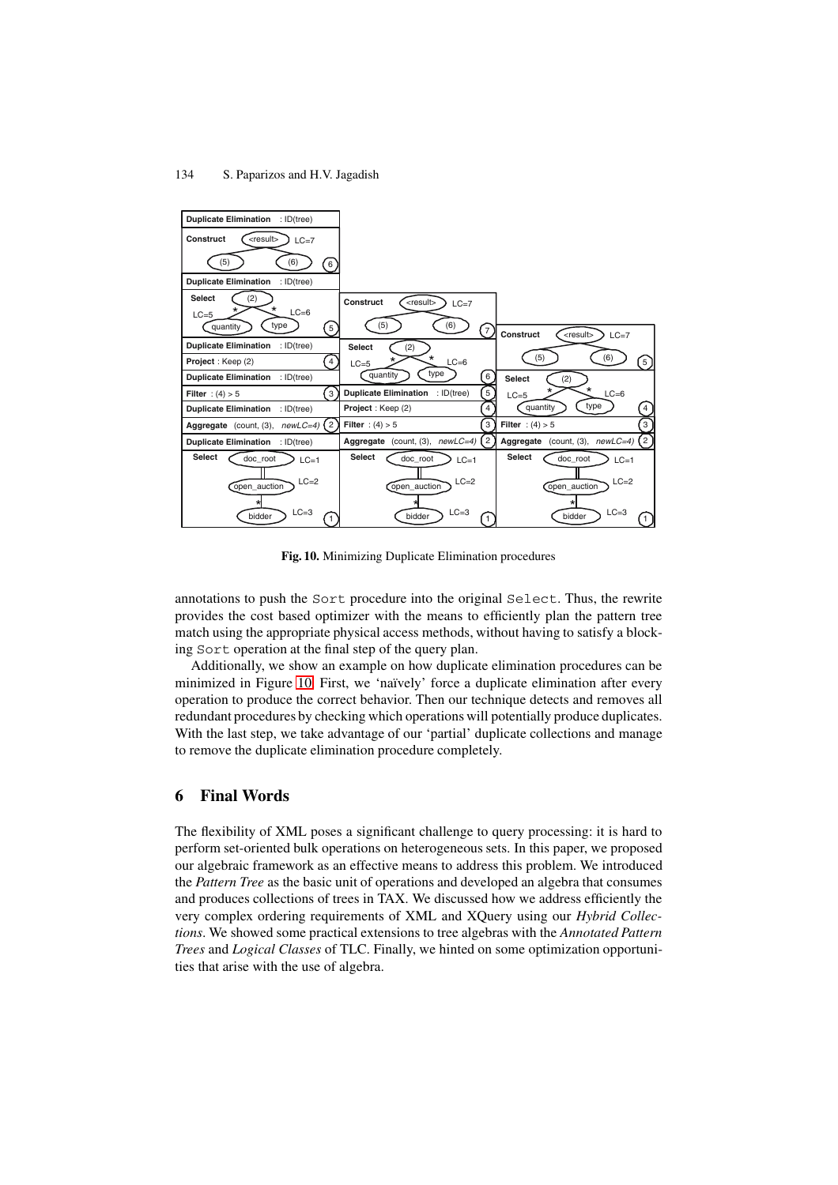Duplicate Elimination : ID(tree)

Construct <result> LC=7

(5) (6) 6

Duplicate Elimination : ID(tree)

Select (2)

LC=5 * * LC=6

quantity type 5

Duplicate Elimination : ID(tree)

Project : Keep (2) 4

Duplicate Elimination : ID(tree)

Filter : (4) > 5 3

Duplicate Elimination : ID(tree)

Aggregate (count, (3), newLC=4) 2

Duplicate Elimination : ID(tree)

Select doc_root LC=1

open_auction LC=2

bidder LC=3 1

Construct <result> LC=7

(5) (6) 7

Select (2)

LC=5 * * LC=6

quantity type 6

Duplicate Elimination : ID(tree) 5

Project : Keep (2) 4

Filter : (4) > 5 3

Aggregate (count, (3), newLC=4) 2

Select doc_root LC=1

open_auction LC=2

bidder LC=3 1

Construct <result> LC=7

(5) (6) 5

Select (2)

LC=5 * * LC=6

quantity type 4

Filter : (4) > 5 3

Aggregate (count, (3), newLC=4) 2

Select doc_root LC=1

open_auction LC=2

bidder LC=3 1

**Fig. 10.** Minimizing Duplicate Elimination procedures

annotations to push the Sort procedure into the original Select. Thus, the rewrite provides the cost based optimizer with the means to efficiently plan the pattern tree match using the appropriate physical access methods, without having to satisfy a blocking Sort operation at the final step of the query plan.

Additionally, we show an example on how duplicate elimination procedures can be minimized in Figure 10. First, we 'naïvely' force a duplicate elimination after every operation to produce the correct behavior. Then our technique detects and removes all redundant procedures by checking which operations will potentially produce duplicates. With the last step, we take advantage of our 'partial' duplicate collections and manage to remove the duplicate elimination procedure completely.

## 6 Final Words

The flexibility of XML poses a significant challenge to query processing: it is hard to perform set-oriented bulk operations on heterogeneous sets. In this paper, we proposed our algebraic framework as an effective means to address this problem. We introduced the *Pattern Tree* as the basic unit of operations and developed an algebra that consumes and produces collections of trees in TAX. We discussed how we address efficiently the very complex ordering requirements of XML and XQuery using our *Hybrid Collections*. We showed some practical extensions to tree algebras with the *Annotated Pattern Trees* and *Logical Classes* of TLC. Finally, we hinted on some optimization opportunities that arise with the use of algebra.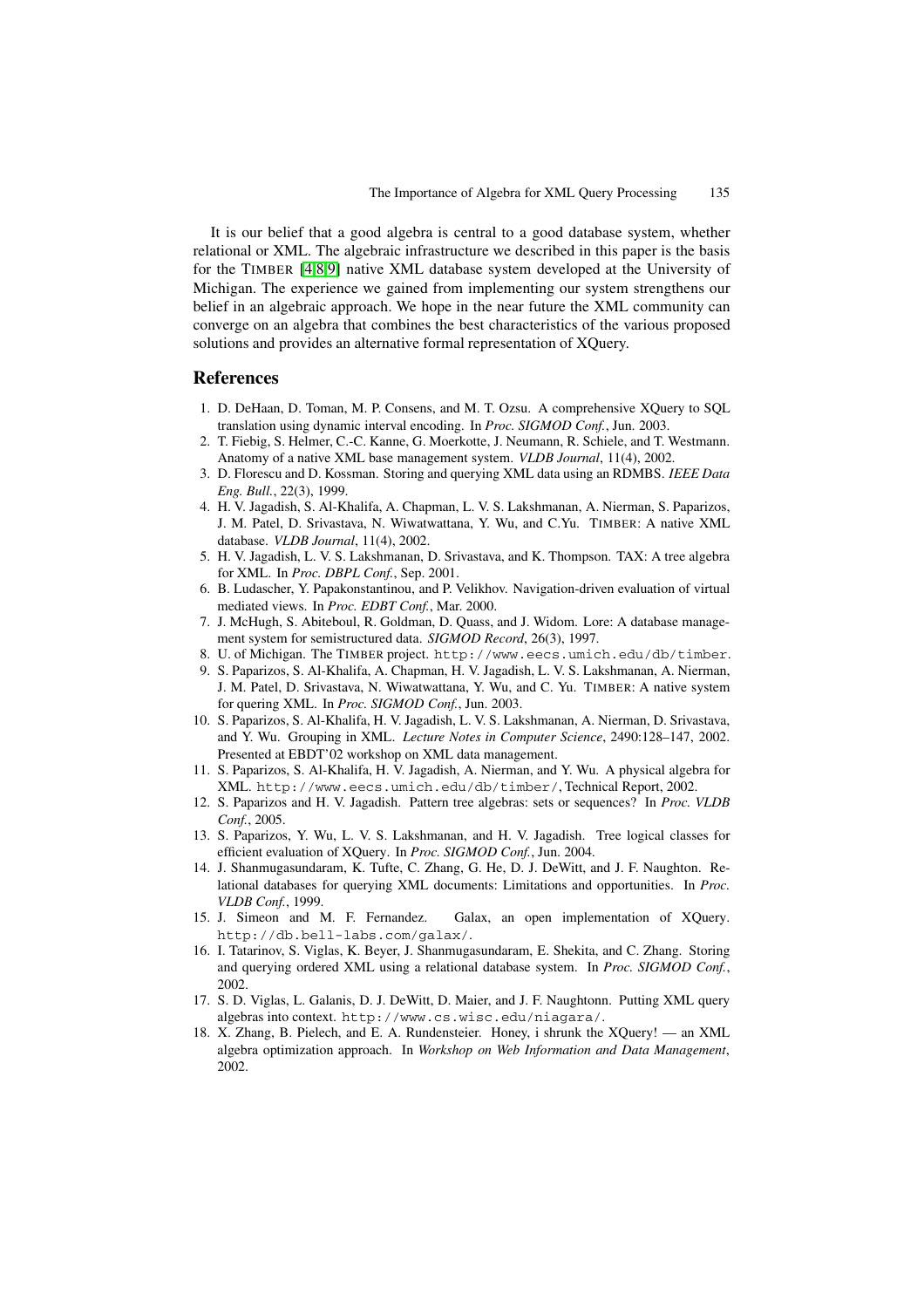It is our belief that a good algebra is central to a good database system, whether relational or XML. The algebraic infrastructure we described in this paper is the basis for the TIMBER [4,8,9] native XML database system developed at the University of Michigan. The experience we gained from implementing our system strengthens our belief in an algebraic approach. We hope in the near future the XML community can converge on an algebra that combines the best characteristics of the various proposed solutions and provides an alternative formal representation of XQuery.

## References

1. D. DeHaan, D. Toman, M. P. Consens, and M. T. Ozsu. A comprehensive XQuery to SQL translation using dynamic interval encoding. In *Proc. SIGMOD Conf.*, Jun. 2003.
2. T. Fiebig, S. Helmer, C.-C. Kanne, G. Moerkotte, J. Neumann, R. Schiele, and T. Westmann. Anatomy of a native XML base management system. *VLDB Journal*, 11(4), 2002.
3. D. Florescu and D. Kossman. Storing and querying XML data using an RDMBS. *IEEE Data Eng. Bull.*, 22(3), 1999.
4. H. V. Jagadish, S. Al-Khalifa, A. Chapman, L. V. S. Lakshmanan, A. Nierman, S. Paparizos, J. M. Patel, D. Srivastava, N. Wiwatwattana, Y. Wu, and C.Yu. TIMBER: A native XML database. *VLDB Journal*, 11(4), 2002.
5. H. V. Jagadish, L. V. S. Lakshmanan, D. Srivastava, and K. Thompson. TAX: A tree algebra for XML. In *Proc. DBPL Conf.*, Sep. 2001.
6. B. Ludascher, Y. Papakonstantinou, and P. Velikhov. Navigation-driven evaluation of virtual mediated views. In *Proc. EDBT Conf.*, Mar. 2000.
7. J. McHugh, S. Abiteboul, R. Goldman, D. Quass, and J. Widom. Lore: A database management system for semistructured data. *SIGMOD Record*, 26(3), 1997.
8. U. of Michigan. The TIMBER project. `http://www.eecs.umich.edu/db/timber`.
9. S. Paparizos, S. Al-Khalifa, A. Chapman, H. V. Jagadish, L. V. S. Lakshmanan, A. Nierman, J. M. Patel, D. Srivastava, N. Wiwatwattana, Y. Wu, and C. Yu. TIMBER: A native system for quering XML. In *Proc. SIGMOD Conf.*, Jun. 2003.
10. S. Paparizos, S. Al-Khalifa, H. V. Jagadish, L. V. S. Lakshmanan, A. Nierman, D. Srivastava, and Y. Wu. Grouping in XML. *Lecture Notes in Computer Science*, 2490:128–147, 2002. Presented at EBDT'02 workshop on XML data management.
11. S. Paparizos, S. Al-Khalifa, H. V. Jagadish, A. Nierman, and Y. Wu. A physical algebra for XML. `http://www.eecs.umich.edu/db/timber/`, Technical Report, 2002.
12. S. Paparizos and H. V. Jagadish. Pattern tree algebras: sets or sequences? In *Proc. VLDB Conf.*, 2005.
13. S. Paparizos, Y. Wu, L. V. S. Lakshmanan, and H. V. Jagadish. Tree logical classes for efficient evaluation of XQuery. In *Proc. SIGMOD Conf.*, Jun. 2004.
14. J. Shanmugasundaram, K. Tufte, C. Zhang, G. He, D. J. DeWitt, and J. F. Naughton. Relational databases for querying XML documents: Limitations and opportunities. In *Proc. VLDB Conf.*, 1999.
15. J. Simeon and M. F. Fernandez. Galax, an open implementation of XQuery. `http://db.bell-labs.com/galax/`.
16. I. Tatarinov, S. Viglas, K. Beyer, J. Shanmugasundaram, E. Shekita, and C. Zhang. Storing and querying ordered XML using a relational database system. In *Proc. SIGMOD Conf.*, 2002.
17. S. D. Viglas, L. Galanis, D. J. DeWitt, D. Maier, and J. F. Naughtonn. Putting XML query algebras into context. `http://www.cs.wisc.edu/niagara/`.
18. X. Zhang, B. Pielech, and E. A. Rundensteier. Honey, i shrunk the XQuery! — an XML algebra optimization approach. In *Workshop on Web Information and Data Management*, 2002.